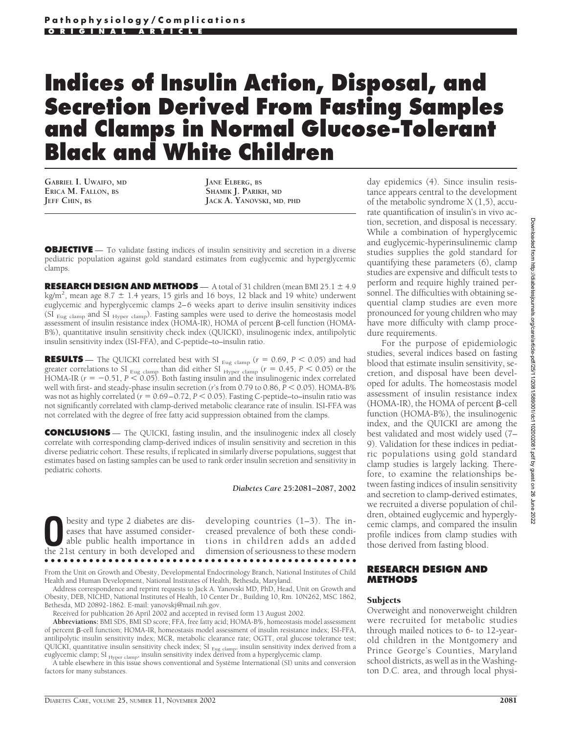Pathophysiology/Complications

ORIGINAL ARTICLE

# Indices of Insulin Action, Disposal, and Secretion Derived From Fasting Samples and Clamps in Normal Glucose-Tolerant Black and White Children

GABRIEL I. UWAIFO, MD
ERICA M. FALLON, BS
JEFF CHIN, BS
JANE ELBERG, BS
SHAMIK J. PARIKH, MD
JACK A. YANOVSKI, MD, PHD

**OBJECTIVE** — To validate fasting indices of insulin sensitivity and secretion in a diverse pediatric population against gold standard estimates from euglycemic and hyperglycemic clamps.

**RESEARCH DESIGN AND METHODS** — A total of 31 children (mean BMI 25.1 ± 4.9 kg/m$^2$, mean age 8.7 ± 1.4 years, 15 girls and 16 boys, 12 black and 19 white) underwent euglycemic and hyperglycemic clamps 2–6 weeks apart to derive insulin sensitivity indices ($SI_{\text{Eug clamp}}$ and $SI_{\text{Hyper clamp}}$). Fasting samples were used to derive the homeostasis model assessment of insulin resistance index (HOMA-IR), HOMA of percent β-cell function (HOMA-B%), quantitative insulin sensitivity check index (QUICKI), insulinogenic index, antilipolytic insulin sensitivity index (ISI-FFA), and C-peptide–to–insulin ratio.

**RESULTS** — The QUICKI correlated best with $SI_{\text{Eug clamp}}$ ($r = 0.69$, $P < 0.05$) and had greater correlations to $SI_{\text{Eug clamp}}$ than did either $SI_{\text{Hyper clamp}}$ ($r = 0.45$, $P < 0.05$) or the HOMA-IR ($r = -0.51$, $P < 0.05$). Both fasting insulin and the insulinogenic index correlated well with first- and steady-phase insulin secretion ($r$'s from 0.79 to 0.86, $P < 0.05$). HOMA-B% was not as highly correlated ($r = 0.69$–$0.72$, $P < 0.05$). Fasting C-peptide–to–insulin ratio was not significantly correlated with clamp-derived metabolic clearance rate of insulin. ISI-FFA was not correlated with the degree of free fatty acid suppression obtained from the clamps.

**CONCLUSIONS** — The QUICKI, fasting insulin, and the insulinogenic index all closely correlate with corresponding clamp-derived indices of insulin sensitivity and secretion in this diverse pediatric cohort. These results, if replicated in similarly diverse populations, suggest that estimates based on fasting samples can be used to rank order insulin secretion and sensitivity in pediatric cohorts.

*Diabetes Care* **25:**2081–2087, 2002

Obesity and type 2 diabetes are diseases that have assumed considerable public health importance in the 21st century in both developed and developing countries (1–3). The increased prevalence of both these conditions in children adds an added dimension of seriousness to these modern day epidemics (4). Since insulin resistance appears central to the development of the metabolic syndrome X (1,5), accurate quantification of insulin's in vivo action, secretion, and disposal is necessary. While a combination of hyperglycemic and euglycemic-hyperinsulinemic clamp studies supplies the gold standard for quantifying these parameters (6), clamp studies are expensive and difficult tests to perform and require highly trained personnel. The difficulties with obtaining sequential clamp studies are even more pronounced for young children who may have more difficulty with clamp procedure requirements.

For the purpose of epidemiologic studies, several indices based on fasting blood that estimate insulin sensitivity, secretion, and disposal have been developed for adults. The homeostasis model assessment of insulin resistance index (HOMA-IR), the HOMA of percent β-cell function (HOMA-B%), the insulinogenic index, and the QUICKI are among the best validated and most widely used (7–9). Validation for these indices in pediatric populations using gold standard clamp studies is largely lacking. Therefore, to examine the relationships between fasting indices of insulin sensitivity and secretion to clamp-derived estimates, we recruited a diverse population of children, obtained euglycemic and hyperglycemic clamps, and compared the insulin profile indices from clamp studies with those derived from fasting blood.

## RESEARCH DESIGN AND METHODS

### Subjects

Overweight and nonoverweight children were recruited for metabolic studies through mailed notices to 6- to 12-year-old children in the Montgomery and Prince George's Counties, Maryland school districts, as well as in the Washington D.C. area, and through local physi-

---

From the Unit on Growth and Obesity, Developmental Endocrinology Branch, National Institutes of Child Health and Human Development, National Institutes of Health, Bethesda, Maryland.

Address correspondence and reprint requests to Jack A. Yanovski MD, PhD, Head, Unit on Growth and Obesity, DEB, NICHD, National Institutes of Health, 10 Center Dr., Building 10, Rm. 10N262, MSC 1862, Bethesda, MD 20892-1862. E-mail: yanovskj@mail.nih.gov.

Received for publication 26 April 2002 and accepted in revised form 13 August 2002.

**Abbreviations:** BMI SDS, BMI SD score; FFA, free fatty acid; HOMA-B%, homeostasis model assessment of percent β-cell function; HOMA-IR, homeostasis model assessment of insulin resistance index; ISI-FFA, antilipolytic insulin sensitivity index; MCR, metabolic clearance rate; OGTT, oral glucose tolerance test; QUICKI, quantitative insulin sensitivity check index; $SI_{\text{Eug clamp}}$, insulin sensitivity index derived from a euglycemic clamp; $SI_{\text{Hyper clamp}}$, insulin sensitivity index derived from a hyperglycemic clamp.

A table elsewhere in this issue shows conventional and Système International (SI) units and conversion factors for many substances.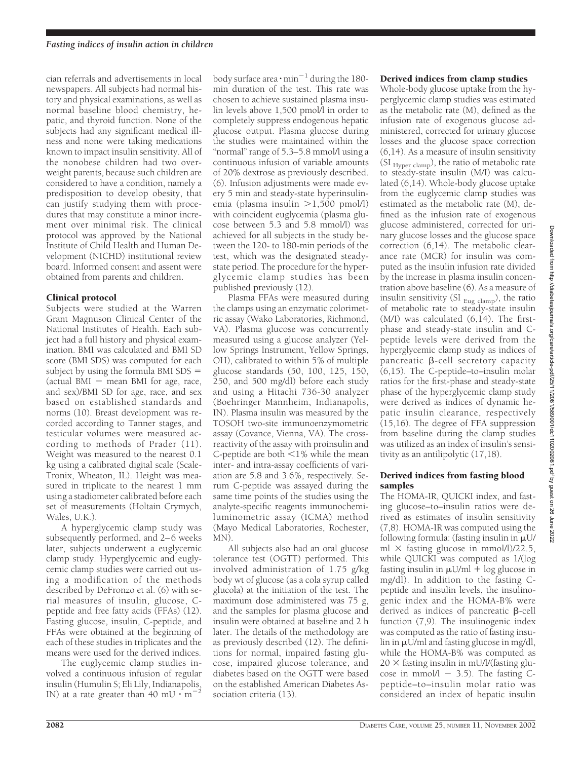cian referrals and advertisements in local newspapers. All subjects had normal history and physical examinations, as well as normal baseline blood chemistry, hepatic, and thyroid function. None of the subjects had any significant medical illness and none were taking medications known to impact insulin sensitivity. All of the nonobese children had two overweight parents, because such children are considered to have a condition, namely a predisposition to develop obesity, that can justify studying them with procedures that may constitute a minor increment over minimal risk. The clinical protocol was approved by the National Institute of Child Health and Human Development (NICHD) institutional review board. Informed consent and assent were obtained from parents and children.

### Clinical protocol

Subjects were studied at the Warren Grant Magnuson Clinical Center of the National Institutes of Health. Each subject had a full history and physical examination. BMI was calculated and BMI SD score (BMI SDS) was computed for each subject by using the formula BMI SDS = (actual BMI − mean BMI for age, race, and sex)/BMI SD for age, race, and sex based on established standards and norms (10). Breast development was recorded according to Tanner stages, and testicular volumes were measured according to methods of Prader (11). Weight was measured to the nearest 0.1 kg using a calibrated digital scale (Scale-Tronix, Wheaton, IL). Height was measured in triplicate to the nearest 1 mm using a stadiometer calibrated before each set of measurements (Holtain Crymych, Wales, U.K.).

A hyperglycemic clamp study was subsequently performed, and 2–6 weeks later, subjects underwent a euglycemic clamp study. Hyperglycemic and euglycemic clamp studies were carried out using a modification of the methods described by DeFronzo et al. (6) with serial measures of insulin, glucose, C-peptide and free fatty acids (FFAs) (12). Fasting glucose, insulin, C-peptide, and FFAs were obtained at the beginning of each of these studies in triplicates and the means were used for the derived indices.

The euglycemic clamp studies involved a continuous infusion of regular insulin (Humulin S; Eli Lily, Indianapolis, IN) at a rate greater than 40 mU $\cdot$ m$^{-2}$ body surface area $\cdot$ min$^{-1}$ during the 180-min duration of the test. This rate was chosen to achieve sustained plasma insulin levels above 1,500 pmol/l in order to completely suppress endogenous hepatic glucose output. Plasma glucose during the studies were maintained within the "normal" range of 5.3–5.8 mmol/l using a continuous infusion of variable amounts of 20% dextrose as previously described. (6). Infusion adjustments were made every 5 min and steady-state hyperinsulinemia (plasma insulin >1,500 pmol/l) with coincident euglycemia (plasma glucose between 5.3 and 5.8 mmol/l) was achieved for all subjects in the study between the 120- to 180-min periods of the test, which was the designated steady-state period. The procedure for the hyperglycemic clamp studies has been published previously (12).

Plasma FFAs were measured during the clamps using an enzymatic colorimetric assay (Wako Laboratories, Richmond, VA). Plasma glucose was concurrently measured using a glucose analyzer (Yellow Springs Instrument, Yellow Springs, OH), calibrated to within 5% of multiple glucose standards (50, 100, 125, 150, 250, and 500 mg/dl) before each study and using a Hitachi 736-30 analyzer (Boehringer Mannheim, Indianapolis, IN). Plasma insulin was measured by the TOSOH two-site immunoenzymometric assay (Covance, Vienna, VA). The cross-reactivity of the assay with proinsulin and C-peptide are both <1% while the mean inter- and intra-assay coefficients of variation are 5.8 and 3.6%, respectively. Serum C-peptide was assayed during the same time points of the studies using the analyte-specific reagents immunochemiluminometric assay (ICMA) method (Mayo Medical Laboratories, Rochester, MN).

All subjects also had an oral glucose tolerance test (OGTT) performed. This involved administration of 1.75 g/kg body wt of glucose (as a cola syrup called glucola) at the initiation of the test. The maximum dose administered was 75 g, and the samples for plasma glucose and insulin were obtained at baseline and 2 h later. The details of the methodology are as previously described (12). The definitions for normal, impaired fasting glucose, impaired glucose tolerance, and diabetes based on the OGTT were based on the established American Diabetes Association criteria (13).

### Derived indices from clamp studies

Whole-body glucose uptake from the hyperglycemic clamp studies was estimated as the metabolic rate (M), defined as the infusion rate of exogenous glucose administered, corrected for urinary glucose losses and the glucose space correction (6,14). As a measure of insulin sensitivity ($SI_{Hyper\ clamp}$), the ratio of metabolic rate to steady-state insulin (M/I) was calculated (6,14). Whole-body glucose uptake from the euglycemic clamp studies was estimated as the metabolic rate (M), defined as the infusion rate of exogenous glucose administered, corrected for urinary glucose losses and the glucose space correction (6,14). The metabolic clearance rate (MCR) for insulin was computed as the insulin infusion rate divided by the increase in plasma insulin concentration above baseline (6). As a measure of insulin sensitivity ($SI_{Eug\ clamp}$), the ratio of metabolic rate to steady-state insulin (M/I) was calculated (6,14). The first-phase and steady-state insulin and C-peptide levels were derived from the hyperglycemic clamp study as indices of pancreatic β-cell secretory capacity (6,15). The C-peptide–to–insulin molar ratios for the first-phase and steady-state phase of the hyperglycemic clamp study were derived as indices of dynamic hepatic insulin clearance, respectively (15,16). The degree of FFA suppression from baseline during the clamp studies was utilized as an index of insulin's sensitivity as an antilipolytic (17,18).

### Derived indices from fasting blood samples

The HOMA-IR, QUICKI index, and fasting glucose–to–insulin ratios were derived as estimates of insulin sensitivity (7,8). HOMA-IR was computed using the following formula: (fasting insulin in μU/ml × fasting glucose in mmol/l)/22.5, while QUICKI was computed as 1/(log fasting insulin in μU/ml + log glucose in mg/dl). In addition to the fasting C-peptide and insulin levels, the insulinogenic index and the HOMA-B% were derived as indices of pancreatic β-cell function (7,9). The insulinogenic index was computed as the ratio of fasting insulin in μU/ml and fasting glucose in mg/dl, while the HOMA-B% was computed as 20 × fasting insulin in mU/l/(fasting glucose in mmol/l − 3.5). The fasting C-peptide–to–insulin molar ratio was considered an index of hepatic insulin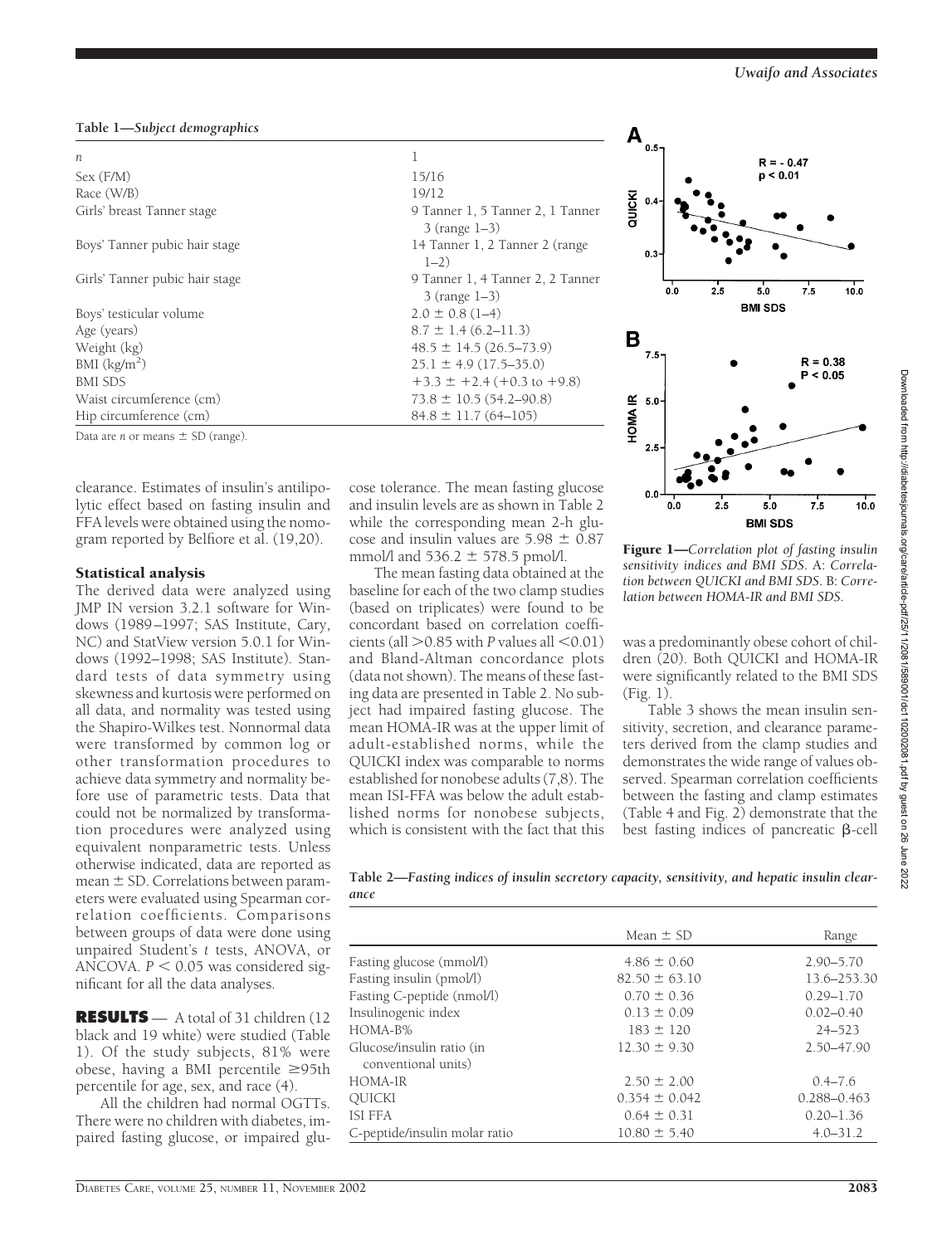**Table 1—Subject demographics**

| | |
|---|---|
| *n* | 1 |
| Sex (F/M) | 15/16 |
| Race (W/B) | 19/12 |
| Girls' breast Tanner stage | 9 Tanner 1, 5 Tanner 2, 1 Tanner 3 (range 1–3) |
| Boys' Tanner pubic hair stage | 14 Tanner 1, 2 Tanner 2 (range 1–2) |
| Girls' Tanner pubic hair stage | 9 Tanner 1, 4 Tanner 2, 2 Tanner 3 (range 1–3) |
| Boys' testicular volume | 2.0 ± 0.8 (1–4) |
| Age (years) | 8.7 ± 1.4 (6.2–11.3) |
| Weight (kg) | 48.5 ± 14.5 (26.5–73.9) |
| BMI (kg/m$^2$) | 25.1 ± 4.9 (17.5–35.0) |
| BMI SDS | +3.3 ± +2.4 (+0.3 to +9.8) |
| Waist circumference (cm) | 73.8 ± 10.5 (54.2–90.8) |
| Hip circumference (cm) | 84.8 ± 11.7 (64–105) |

Data are *n* or means ± SD (range).

clearance. Estimates of insulin's antilipolytic effect based on fasting insulin and FFA levels were obtained using the nomogram reported by Belfiore et al. (19,20).

### Statistical analysis

The derived data were analyzed using JMP IN version 3.2.1 software for Windows (1989–1997; SAS Institute, Cary, NC) and StatView version 5.0.1 for Windows (1992–1998; SAS Institute). Standard tests of data symmetry using skewness and kurtosis were performed on all data, and normality was tested using the Shapiro-Wilkes test. Nonnormal data were transformed by common log or other transformation procedures to achieve data symmetry and normality before use of parametric tests. Data that could not be normalized by transformation procedures were analyzed using equivalent nonparametric tests. Unless otherwise indicated, data are reported as mean ± SD. Correlations between parameters were evaluated using Spearman correlation coefficients. Comparisons between groups of data were done using unpaired Student's *t* tests, ANOVA, or ANCOVA. $P < 0.05$ was considered significant for all the data analyses.

**RESULTS** — A total of 31 children (12 black and 19 white) were studied (Table 1). Of the study subjects, 81% were obese, having a BMI percentile ≥95th percentile for age, sex, and race (4).

All the children had normal OGTTs. There were no children with diabetes, impaired fasting glucose, or impaired glucose tolerance. The mean fasting glucose and insulin levels are as shown in Table 2 while the corresponding mean 2-h glucose and insulin values are 5.98 ± 0.87 mmol/l and 536.2 ± 578.5 pmol/l.

The mean fasting data obtained at the baseline for each of the two clamp studies (based on triplicates) were found to be concordant based on correlation coefficients (all >0.85 with *P* values all <0.01) and Bland-Altman concordance plots (data not shown). The means of these fasting data are presented in Table 2. No subject had impaired fasting glucose. The mean HOMA-IR was at the upper limit of adult-established norms, while the QUICKI index was comparable to norms established for nonobese adults (7,8). The mean ISI-FFA was below the adult established norms for nonobese subjects, which is consistent with the fact that this was a predominantly obese cohort of children (20). Both QUICKI and HOMA-IR were significantly related to the BMI SDS (Fig. 1).

**Figure 1**—*Correlation plot of fasting insulin sensitivity indices and BMI SDS.* A: *Correlation between QUICKI and BMI SDS.* B: *Correlation between HOMA-IR and BMI SDS.*

Table 3 shows the mean insulin sensitivity, secretion, and clearance parameters derived from the clamp studies and demonstrates the wide range of values observed. Spearman correlation coefficients between the fasting and clamp estimates (Table 4 and Fig. 2) demonstrate that the best fasting indices of pancreatic β-cell

**Table 2—*Fasting indices of insulin secretory capacity, sensitivity, and hepatic insulin clearance***

| | Mean ± SD | Range |
|---|---|---|
| Fasting glucose (mmol/l) | 4.86 ± 0.60 | 2.90–5.70 |
| Fasting insulin (pmol/l) | 82.50 ± 63.10 | 13.6–253.30 |
| Fasting C-peptide (nmol/l) | 0.70 ± 0.36 | 0.29–1.70 |
| Insulinogenic index | 0.13 ± 0.09 | 0.02–0.40 |
| HOMA-B% | 183 ± 120 | 24–523 |
| Glucose/insulin ratio (in conventional units) | 12.30 ± 9.30 | 2.50–47.90 |
| HOMA-IR | 2.50 ± 2.00 | 0.4–7.6 |
| QUICKI | 0.354 ± 0.042 | 0.288–0.463 |
| ISI FFA | 0.64 ± 0.31 | 0.20–1.36 |
| C-peptide/insulin molar ratio | 10.80 ± 5.40 | 4.0–31.2 |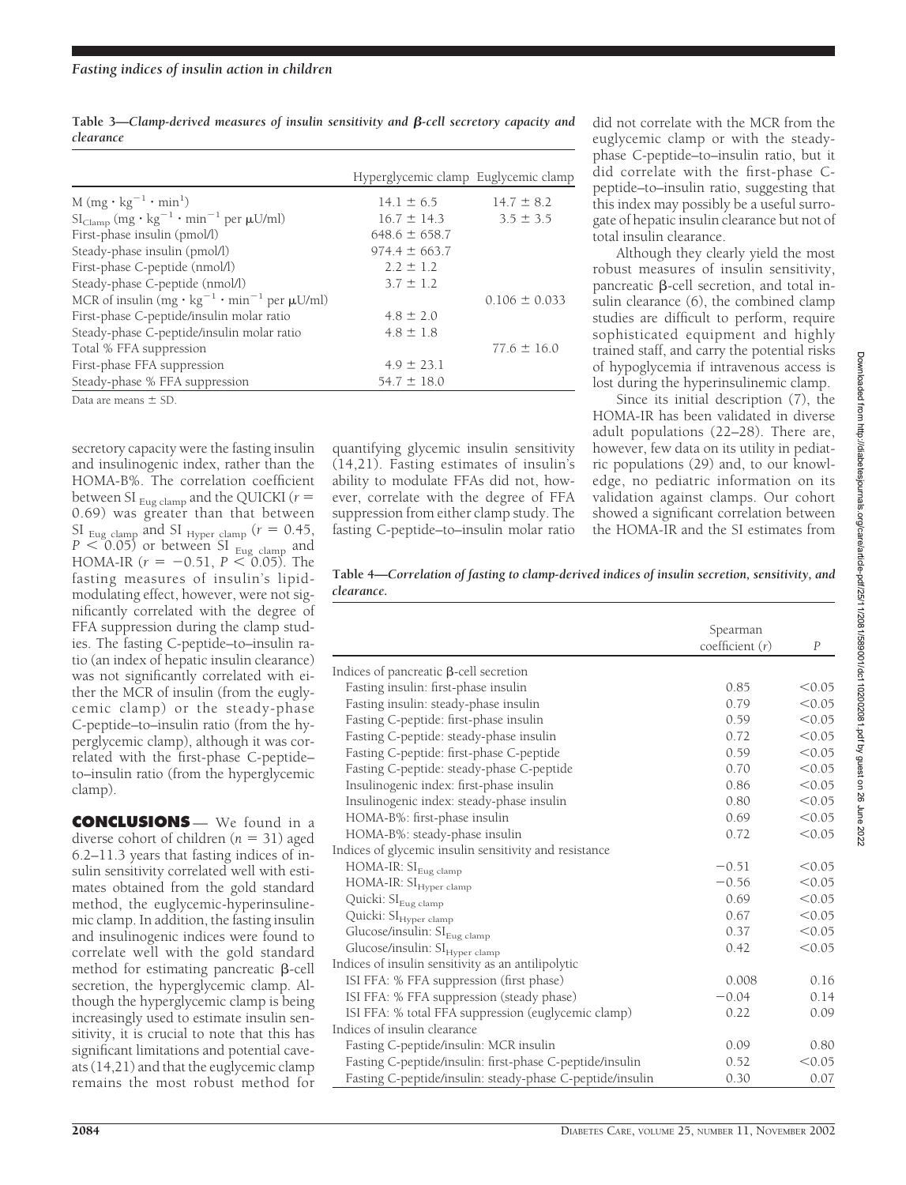**Table 3—*Clamp-derived measures of insulin sensitivity and β-cell secretory capacity and clearance***

| | Hyperglycemic clamp | Euglycemic clamp |
|---|---|---|
| M ($mg \cdot kg^{-1} \cdot min^{1}$) | 14.1 ± 6.5 | 14.7 ± 8.2 |
| $SI_{Clamp}$ ($mg \cdot kg^{-1} \cdot min^{-1}$ per μU/ml) | 16.7 ± 14.3 | 3.5 ± 3.5 |
| First-phase insulin (pmol/l) | 648.6 ± 658.7 | |
| Steady-phase insulin (pmol/l) | 974.4 ± 663.7 | |
| First-phase C-peptide (nmol/l) | 2.2 ± 1.2 | |
| Steady-phase C-peptide (nmol/l) | 3.7 ± 1.2 | |
| MCR of insulin ($mg \cdot kg^{-1} \cdot min^{-1}$ per μU/ml) | | 0.106 ± 0.033 |
| First-phase C-peptide/insulin molar ratio | 4.8 ± 2.0 | |
| Steady-phase C-peptide/insulin molar ratio | 4.8 ± 1.8 | |
| Total % FFA suppression | | 77.6 ± 16.0 |
| First-phase FFA suppression | 4.9 ± 23.1 | |
| Steady-phase % FFA suppression | 54.7 ± 18.0 | |

Data are means ± SD.

secretory capacity were the fasting insulin and insulinogenic index, rather than the HOMA-B%. The correlation coefficient between $SI_{Eug\ clamp}$ and the QUICKI ($r = 0.69$) was greater than that between $SI_{Eug\ clamp}$ and $SI_{Hyper\ clamp}$ ($r = 0.45$, $P < 0.05$) or between $SI_{Eug\ clamp}$ and HOMA-IR ($r = -0.51$, $P < 0.05$). The fasting measures of insulin's lipid-modulating effect, however, were not significantly correlated with the degree of FFA suppression during the clamp studies. The fasting C-peptide–to–insulin ratio (an index of hepatic insulin clearance) was not significantly correlated with either the MCR of insulin (from the euglycemic clamp) or the steady-phase C-peptide–to–insulin ratio (from the hyperglycemic clamp), although it was correlated with the first-phase C-peptide–to–insulin ratio (from the hyperglycemic clamp).

## CONCLUSIONS

We found in a diverse cohort of children ($n = 31$) aged 6.2–11.3 years that fasting indices of insulin sensitivity correlated well with estimates obtained from the gold standard method, the euglycemic-hyperinsulinemic clamp. In addition, the fasting insulin and insulinogenic indices were found to correlate well with the gold standard method for estimating pancreatic β-cell secretion, the hyperglycemic clamp. Although the hyperglycemic clamp is being increasingly used to estimate insulin sensitivity, it is crucial to note that this has significant limitations and potential caveats (14,21) and that the euglycemic clamp remains the most robust method for quantifying glycemic insulin sensitivity (14,21). Fasting estimates of insulin's ability to modulate FFAs did not, however, correlate with the degree of FFA suppression from either clamp study. The fasting C-peptide–to–insulin molar ratio did not correlate with the MCR from the euglycemic clamp or with the steady-phase C-peptide–to–insulin ratio, but it did correlate with the first-phase C-peptide–to–insulin ratio, suggesting that this index may possibly be a useful surrogate of hepatic insulin clearance but not of total insulin clearance.

Although they clearly yield the most robust measures of insulin sensitivity, pancreatic β-cell secretion, and total insulin clearance (6), the combined clamp studies are difficult to perform, require sophisticated equipment and highly trained staff, and carry the potential risks of hypoglycemia if intravenous access is lost during the hyperinsulinemic clamp.

Since its initial description (7), the HOMA-IR has been validated in diverse adult populations (22–28). There are, however, few data on its utility in pediatric populations (29) and, to our knowledge, no pediatric information on its validation against clamps. Our cohort showed a significant correlation between the HOMA-IR and the SI estimates from

**Table 4—*Correlation of fasting to clamp-derived indices of insulin secretion, sensitivity, and clearance.***

| | Spearman coefficient (r) | P |
|---|---|---|
| Indices of pancreatic β-cell secretion | | |
| Fasting insulin: first-phase insulin | 0.85 | <0.05 |
| Fasting insulin: steady-phase insulin | 0.79 | <0.05 |
| Fasting C-peptide: first-phase insulin | 0.59 | <0.05 |
| Fasting C-peptide: steady-phase insulin | 0.72 | <0.05 |
| Fasting C-peptide: first-phase C-peptide | 0.59 | <0.05 |
| Fasting C-peptide: steady-phase C-peptide | 0.70 | <0.05 |
| Insulinogenic index: first-phase insulin | 0.86 | <0.05 |
| Insulinogenic index: steady-phase insulin | 0.80 | <0.05 |
| HOMA-B%: first-phase insulin | 0.69 | <0.05 |
| HOMA-B%: steady-phase insulin | 0.72 | <0.05 |
| Indices of glycemic insulin sensitivity and resistance | | |
| HOMA-IR: $SI_{Eug\ clamp}$ | −0.51 | <0.05 |
| HOMA-IR: $SI_{Hyper\ clamp}$ | −0.56 | <0.05 |
| Quicki: $SI_{Eug\ clamp}$ | 0.69 | <0.05 |
| Quicki: $SI_{Hyper\ clamp}$ | 0.67 | <0.05 |
| Glucose/insulin: $SI_{Eug\ clamp}$ | 0.37 | <0.05 |
| Glucose/insulin: $SI_{Hyper\ clamp}$ | 0.42 | <0.05 |
| Indices of insulin sensitivity as an antilipolytic | | |
| ISI FFA: % FFA suppression (first phase) | 0.008 | 0.16 |
| ISI FFA: % FFA suppression (steady phase) | −0.04 | 0.14 |
| ISI FFA: % total FFA suppression (euglycemic clamp) | 0.22 | 0.09 |
| Indices of insulin clearance | | |
| Fasting C-peptide/insulin: MCR insulin | 0.09 | 0.80 |
| Fasting C-peptide/insulin: first-phase C-peptide/insulin | 0.52 | <0.05 |
| Fasting C-peptide/insulin: steady-phase C-peptide/insulin | 0.30 | 0.07 |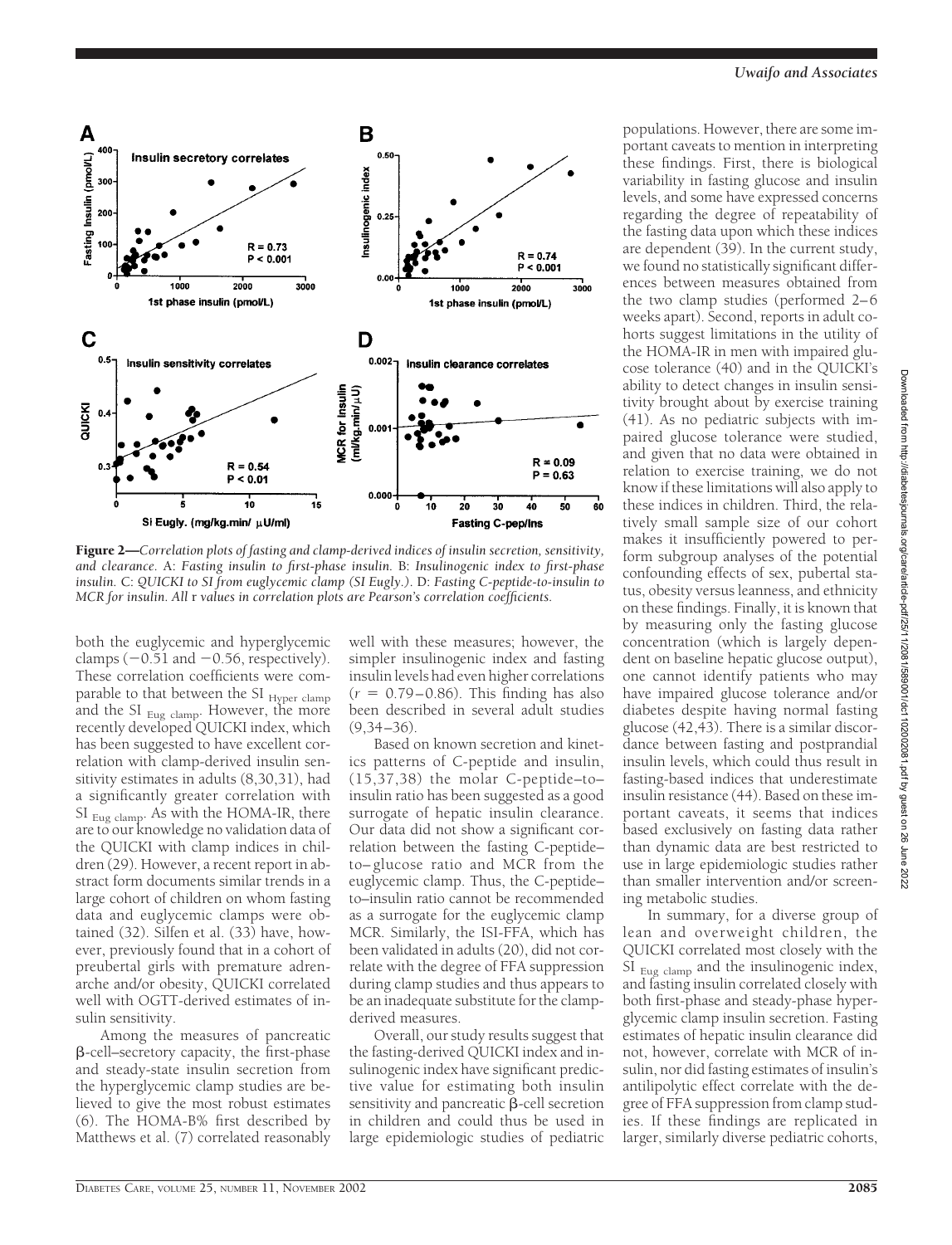**Figure 2**—*Correlation plots of fasting and clamp-derived indices of insulin secretion, sensitivity, and clearance.* A: *Fasting insulin to first-phase insulin.* B: *Insulinogenic index to first-phase insulin.* C: *QUICKI to SI from euglycemic clamp (SI Eugly.).* D: *Fasting C-peptide-to-insulin to MCR for insulin. All* r *values in correlation plots are Pearson's correlation coefficients.*

both the euglycemic and hyperglycemic clamps (−0.51 and −0.56, respectively). These correlation coefficients were comparable to that between the SI $_{\text{Hyper clamp}}$ and the SI $_{\text{Eug clamp}}$. However, the more recently developed QUICKI index, which has been suggested to have excellent correlation with clamp-derived insulin sensitivity estimates in adults (8,30,31), had a significantly greater correlation with SI $_{\text{Eug clamp}}$. As with the HOMA-IR, there are to our knowledge no validation data of the QUICKI with clamp indices in children (29). However, a recent report in abstract form documents similar trends in a large cohort of children on whom fasting data and euglycemic clamps were obtained (32). Silfen et al. (33) have, however, previously found that in a cohort of prepubertal girls with premature adrenarche and/or obesity, QUICKI correlated well with OGTT-derived estimates of insulin sensitivity.

Among the measures of pancreatic β-cell–secretory capacity, the first-phase and steady-state insulin secretion from the hyperglycemic clamp studies are believed to give the most robust estimates (6). The HOMA-B% first described by Matthews et al. (7) correlated reasonably well with these measures; however, the simpler insulinogenic index and fasting insulin levels had even higher correlations ($r$ = 0.79–0.86). This finding has also been described in several adult studies (9,34–36).

Based on known secretion and kinetics patterns of C-peptide and insulin, (15,37,38) the molar C-peptide–to–insulin ratio has been suggested as a good surrogate of hepatic insulin clearance. Our data did not show a significant correlation between the fasting C-peptide–to–glucose ratio and MCR from the euglycemic clamp. Thus, the C-peptide–to–insulin ratio cannot be recommended as a surrogate for the euglycemic clamp MCR. Similarly, the ISI-FFA, which has been validated in adults (20), did not correlate with the degree of FFA suppression during clamp studies and thus appears to be an inadequate substitute for the clamp-derived measures.

Overall, our study results suggest that the fasting-derived QUICKI index and insulinogenic index have significant predictive value for estimating both insulin sensitivity and pancreatic β-cell secretion in children and could thus be used in large epidemiologic studies of pediatric populations. However, there are some important caveats to mention in interpreting these findings. First, there is biological variability in fasting glucose and insulin levels, and some have expressed concerns regarding the degree of repeatability of the fasting data upon which these indices are dependent (39). In the current study, we found no statistically significant differences between measures obtained from the two clamp studies (performed 2–6 weeks apart). Second, reports in adult cohorts suggest limitations in the utility of the HOMA-IR in men with impaired glucose tolerance (40) and in the QUICKI's ability to detect changes in insulin sensitivity brought about by exercise training (41). As no pediatric subjects with impaired glucose tolerance were studied, and given that no data were obtained in relation to exercise training, we do not know if these limitations will also apply to these indices in children. Third, the relatively small sample size of our cohort makes it insufficiently powered to perform subgroup analyses of the potential confounding effects of sex, pubertal status, obesity versus leanness, and ethnicity on these findings. Finally, it is known that by measuring only the fasting glucose concentration (which is largely dependent on baseline hepatic glucose output), one cannot identify patients who may have impaired glucose tolerance and/or diabetes despite having normal fasting glucose (42,43). There is a similar discordance between fasting and postprandial insulin levels, which could thus result in fasting-based indices that underestimate insulin resistance (44). Based on these important caveats, it seems that indices based exclusively on fasting data rather than dynamic data are best restricted to use in large epidemiologic studies rather than smaller intervention and/or screening metabolic studies.

In summary, for a diverse group of lean and overweight children, the QUICKI correlated most closely with the SI $_{\text{Eug clamp}}$ and the insulinogenic index, and fasting insulin correlated closely with both first-phase and steady-phase hyperglycemic clamp insulin secretion. Fasting estimates of hepatic insulin clearance did not, however, correlate with MCR of insulin, nor did fasting estimates of insulin's antilipolytic effect correlate with the degree of FFA suppression from clamp studies. If these findings are replicated in larger, similarly diverse pediatric cohorts,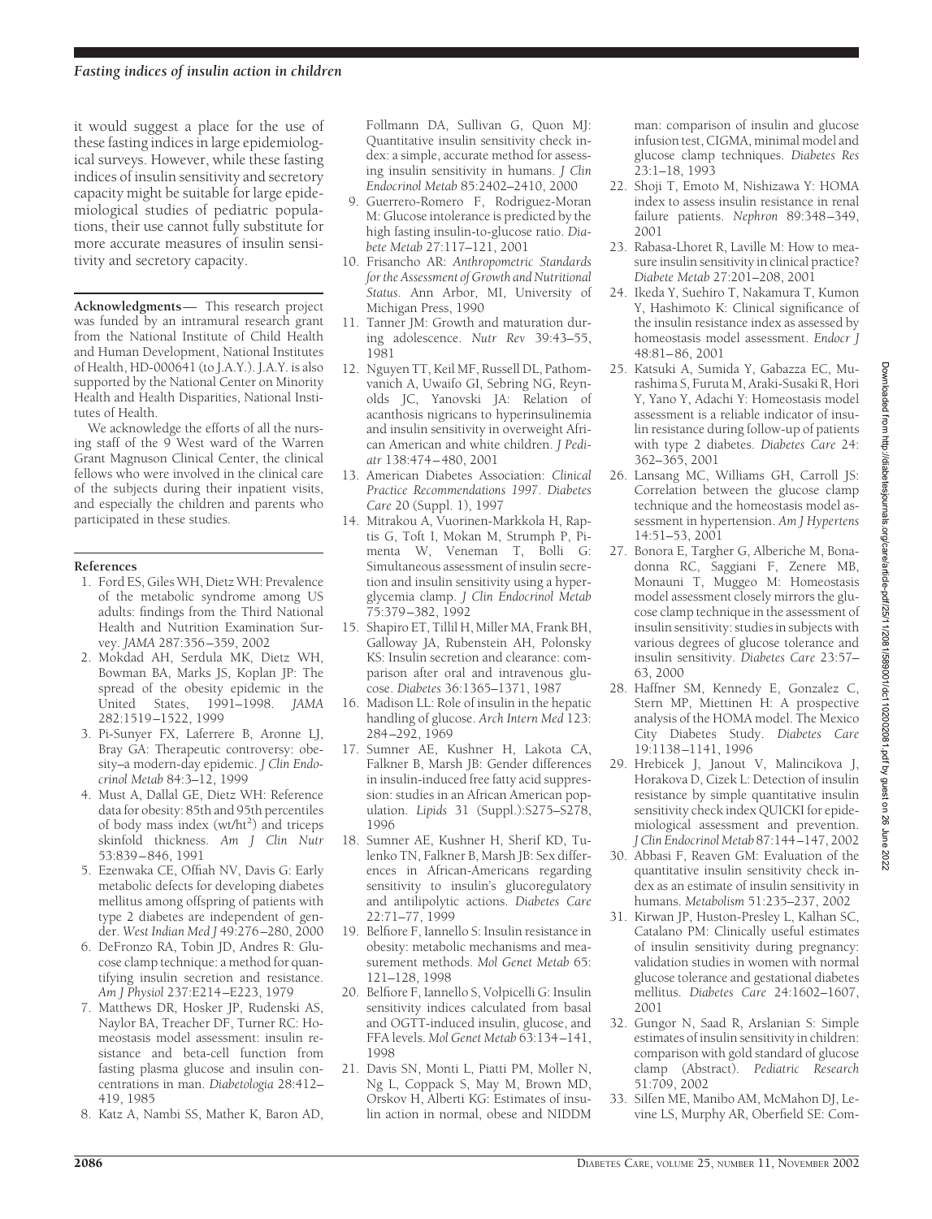it would suggest a place for the use of these fasting indices in large epidemiological surveys. However, while these fasting indices of insulin sensitivity and secretory capacity might be suitable for large epidemiological studies of pediatric populations, their use cannot fully substitute for more accurate measures of insulin sensitivity and secretory capacity.

**Acknowledgments**— This research project was funded by an intramural research grant from the National Institute of Child Health and Human Development, National Institutes of Health, HD-000641 (to J.A.Y.). J.A.Y. is also supported by the National Center on Minority Health and Health Disparities, National Institutes of Health.

We acknowledge the efforts of all the nursing staff of the 9 West ward of the Warren Grant Magnuson Clinical Center, the clinical fellows who were involved in the clinical care of the subjects during their inpatient visits, and especially the children and parents who participated in these studies.

## References

1. Ford ES, Giles WH, Dietz WH: Prevalence of the metabolic syndrome among US adults: findings from the Third National Health and Nutrition Examination Survey. *JAMA* 287:356–359, 2002
2. Mokdad AH, Serdula MK, Dietz WH, Bowman BA, Marks JS, Koplan JP: The spread of the obesity epidemic in the United States, 1991–1998. *JAMA* 282:1519–1522, 1999
3. Pi-Sunyer FX, Laferrere B, Aronne LJ, Bray GA: Therapeutic controversy: obesity–a modern-day epidemic. *J Clin Endocrinol Metab* 84:3–12, 1999
4. Must A, Dallal GE, Dietz WH: Reference data for obesity: 85th and 95th percentiles of body mass index (wt/ht$^2$) and triceps skinfold thickness. *Am J Clin Nutr* 53:839–846, 1991
5. Ezenwaka CE, Offiah NV, Davis G: Early metabolic defects for developing diabetes mellitus among offspring of patients with type 2 diabetes are independent of gender. *West Indian Med J* 49:276–280, 2000
6. DeFronzo RA, Tobin JD, Andres R: Glucose clamp technique: a method for quantifying insulin secretion and resistance. *Am J Physiol* 237:E214–E223, 1979
7. Matthews DR, Hosker JP, Rudenski AS, Naylor BA, Treacher DF, Turner RC: Homeostasis model assessment: insulin resistance and beta-cell function from fasting plasma glucose and insulin concentrations in man. *Diabetologia* 28:412–419, 1985
8. Katz A, Nambi SS, Mather K, Baron AD, Follmann DA, Sullivan G, Quon MJ: Quantitative insulin sensitivity check index: a simple, accurate method for assessing insulin sensitivity in humans. *J Clin Endocrinol Metab* 85:2402–2410, 2000
9. Guerrero-Romero F, Rodriguez-Moran M: Glucose intolerance is predicted by the high fasting insulin-to-glucose ratio. *Diabete Metab* 27:117–121, 2001
10. Frisancho AR: *Anthropometric Standards for the Assessment of Growth and Nutritional Status*. Ann Arbor, MI, University of Michigan Press, 1990
11. Tanner JM: Growth and maturation during adolescence. *Nutr Rev* 39:43–55, 1981
12. Nguyen TT, Keil MF, Russell DL, Pathomvanich A, Uwaifo GI, Sebring NG, Reynolds JC, Yanovski JA: Relation of acanthosis nigricans to hyperinsulinemia and insulin sensitivity in overweight African American and white children. *J Pediatr* 138:474–480, 2001
13. American Diabetes Association: *Clinical Practice Recommendations 1997*. *Diabetes Care* 20 (Suppl. 1), 1997
14. Mitrakou A, Vuorinen-Markkola H, Raptis G, Toft I, Mokan M, Strumph P, Pimenta W, Veneman T, Bolli G: Simultaneous assessment of insulin secretion and insulin sensitivity using a hyperglycemia clamp. *J Clin Endocrinol Metab* 75:379–382, 1992
15. Shapiro ET, Tillil H, Miller MA, Frank BH, Galloway JA, Rubenstein AH, Polonsky KS: Insulin secretion and clearance: comparison after oral and intravenous glucose. *Diabetes* 36:1365–1371, 1987
16. Madison LL: Role of insulin in the hepatic handling of glucose. *Arch Intern Med* 123: 284–292, 1969
17. Sumner AE, Kushner H, Lakota CA, Falkner B, Marsh JB: Gender differences in insulin-induced free fatty acid suppression: studies in an African American population. *Lipids* 31 (Suppl.):S275–S278, 1996
18. Sumner AE, Kushner H, Sherif KD, Tulenko TN, Falkner B, Marsh JB: Sex differences in African-Americans regarding sensitivity to insulin's glucoregulatory and antilipolytic actions. *Diabetes Care* 22:71–77, 1999
19. Belfiore F, Iannello S: Insulin resistance in obesity: metabolic mechanisms and measurement methods. *Mol Genet Metab* 65: 121–128, 1998
20. Belfiore F, Iannello S, Volpicelli G: Insulin sensitivity indices calculated from basal and OGTT-induced insulin, glucose, and FFA levels. *Mol Genet Metab* 63:134–141, 1998
21. Davis SN, Monti L, Piatti PM, Moller N, Ng L, Coppack S, May M, Brown MD, Orskov H, Alberti KG: Estimates of insulin action in normal, obese and NIDDM man: comparison of insulin and glucose infusion test, CIGMA, minimal model and glucose clamp techniques. *Diabetes Res* 23:1–18, 1993
22. Shoji T, Emoto M, Nishizawa Y: HOMA index to assess insulin resistance in renal failure patients. *Nephron* 89:348–349, 2001
23. Rabasa-Lhoret R, Laville M: How to measure insulin sensitivity in clinical practice? *Diabete Metab* 27:201–208, 2001
24. Ikeda Y, Suehiro T, Nakamura T, Kumon Y, Hashimoto K: Clinical significance of the insulin resistance index as assessed by homeostasis model assessment. *Endocr J* 48:81–86, 2001
25. Katsuki A, Sumida Y, Gabazza EC, Murashima S, Furuta M, Araki-Susaki R, Hori Y, Yano Y, Adachi Y: Homeostasis model assessment is a reliable indicator of insulin resistance during follow-up of patients with type 2 diabetes. *Diabetes Care* 24: 362–365, 2001
26. Lansang MC, Williams GH, Carroll JS: Correlation between the glucose clamp technique and the homeostasis model assessment in hypertension. *Am J Hypertens* 14:51–53, 2001
27. Bonora E, Targher G, Alberiche M, Bonadonna RC, Saggiani F, Zenere MB, Monauni T, Muggeo M: Homeostasis model assessment closely mirrors the glucose clamp technique in the assessment of insulin sensitivity: studies in subjects with various degrees of glucose tolerance and insulin sensitivity. *Diabetes Care* 23:57–63, 2000
28. Haffner SM, Kennedy E, Gonzalez C, Stern MP, Miettinen H: A prospective analysis of the HOMA model. The Mexico City Diabetes Study. *Diabetes Care* 19:1138–1141, 1996
29. Hrebicek J, Janout V, Malincikova J, Horakova D, Cizek L: Detection of insulin resistance by simple quantitative insulin sensitivity check index QUICKI for epidemiological assessment and prevention. *J Clin Endocrinol Metab* 87:144–147, 2002
30. Abbasi F, Reaven GM: Evaluation of the quantitative insulin sensitivity check index as an estimate of insulin sensitivity in humans. *Metabolism* 51:235–237, 2002
31. Kirwan JP, Huston-Presley L, Kalhan SC, Catalano PM: Clinically useful estimates of insulin sensitivity during pregnancy: validation studies in women with normal glucose tolerance and gestational diabetes mellitus. *Diabetes Care* 24:1602–1607, 2001
32. Gungor N, Saad R, Arslanian S: Simple estimates of insulin sensitivity in children: comparison with gold standard of glucose clamp (Abstract). *Pediatric Research* 51:709, 2002
33. Silfen ME, Manibo AM, McMahon DJ, Levine LS, Murphy AR, Oberfield SE: Com-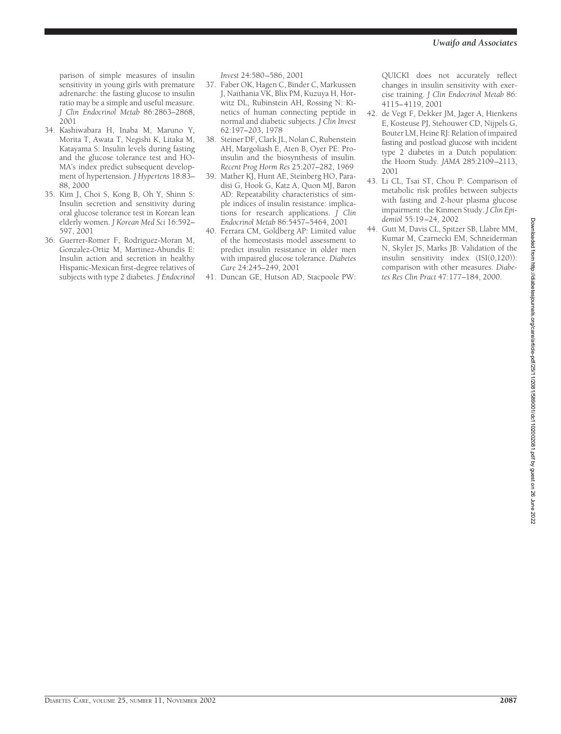parison of simple measures of insulin sensitivity in young girls with premature adrenarche: the fasting glucose to insulin ratio may be a simple and useful measure. *J Clin Endocrinol Metab* 86:2863–2868, 2001

34. Kashiwabara H, Inaba M, Maruno Y, Morita T, Awata T, Negishi K, Litaka M, Katayama S: Insulin levels during fasting and the glucose tolerance test and HOMA's index predict subsequent development of hypertension. *J Hypertens* 18:83–88, 2000
35. Kim J, Choi S, Kong B, Oh Y, Shinn S: Insulin secretion and sensitivity during oral glucose tolerance test in Korean lean elderly women. *J Korean Med Sci* 16:592–597, 2001
36. Guerrer-Romer F, Rodriguez-Moran M, Gonzalez-Ortiz M, Martinez-Abundis E: Insulin action and secretion in healthy Hispanic-Mexican first-degree relatives of subjects with type 2 diabetes. *J Endocrinol Invest* 24:580–586, 2001
37. Faber OK, Hagen C, Binder C, Markussen J, Naithania VK, Blix PM, Kuzuya H, Horwitz DL, Rubinstein AH, Rossing N: Kinetics of human connecting peptide in normal and diabetic subjects. *J Clin Invest* 62:197–203, 1978
38. Steiner DF, Clark JL, Nolan C, Rubenstein AH, Margoliash E, Aten B, Oyer PE: Proinsulin and the biosynthesis of insulin. *Recent Prog Horm Res* 25:207–282, 1969
39. Mather KJ, Hunt AE, Steinberg HO, Paradisi G, Hook G, Katz A, Quon MJ, Baron AD: Repeatability characteristics of simple indices of insulin resistance: implications for research applications. *J Clin Endocrinol Metab* 86:5457–5464, 2001
40. Ferrara CM, Goldberg AP: Limited value of the homeostasis model assessment to predict insulin resistance in older men with impaired glucose tolerance. *Diabetes Care* 24:245–249, 2001
41. Duncan GE, Hutson AD, Stacpoole PW: QUICKI does not accurately reflect changes in insulin sensitivity with exercise training. *J Clin Endocrinol Metab* 86:4115–4119, 2001
42. de Vegt F, Dekker JM, Jager A, Hienkens E, Kosteuse PJ, Stehouwer CD, Nijpels G, Bouter LM, Heine RJ: Relation of impaired fasting and postload glucose with incident type 2 diabetes in a Dutch population: the Hoorn Study. *JAMA* 285:2109–2113, 2001
43. Li CL, Tsai ST, Chou P: Comparison of metabolic risk profiles between subjects with fasting and 2-hour plasma glucose impairment: the Kinmen Study. *J Clin Epidemiol* 55:19–24, 2002
44. Gutt M, Davis CL, Spitzer SB, Llabre MM, Kumar M, Czarnecki EM, Schneiderman N, Skyler JS, Marks JB: Validation of the insulin sensitivity index (ISI(0,120)): comparison with other measures. *Diabetes Res Clin Pract* 47:177–184, 2000.